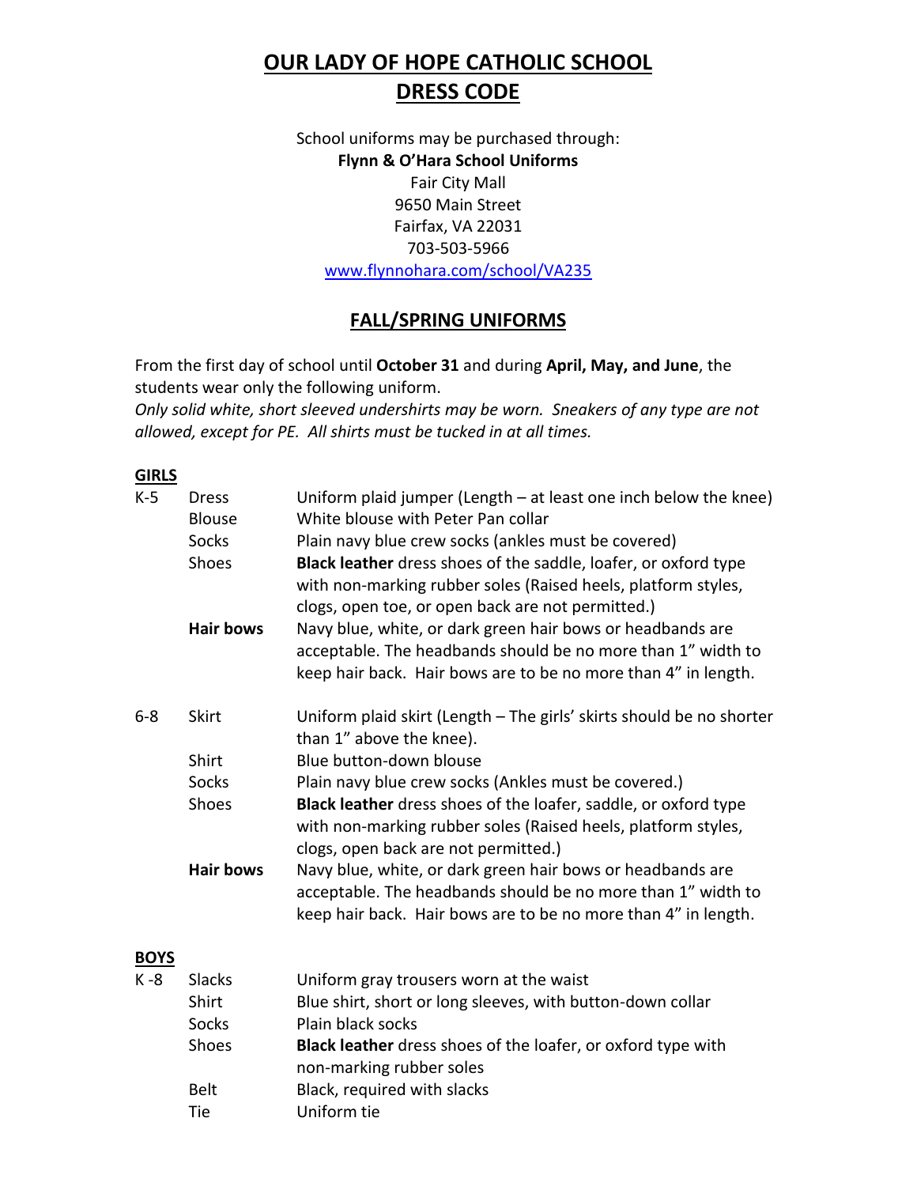# OUR LADY OF HOPE CATHOLIC SCHOOL
# DRESS CODE

School uniforms may be purchased through:
**Flynn & O'Hara School Uniforms**
Fair City Mall
9650 Main Street
Fairfax, VA 22031
703-503-5966
www.flynnohara.com/school/VA235

## FALL/SPRING UNIFORMS

From the first day of school until **October 31** and during **April, May, and June**, the students wear only the following uniform.
*Only solid white, short sleeved undershirts may be worn. Sneakers of any type are not allowed, except for PE. All shirts must be tucked in at all times.*

**GIRLS**

| | | |
|---|---|---|
| K-5 | Dress | Uniform plaid jumper (Length – at least one inch below the knee) |
| | Blouse | White blouse with Peter Pan collar |
| | Socks | Plain navy blue crew socks (ankles must be covered) |
| | Shoes | **Black leather** dress shoes of the saddle, loafer, or oxford type with non-marking rubber soles (Raised heels, platform styles, clogs, open toe, or open back are not permitted.) |
| | **Hair bows** | Navy blue, white, or dark green hair bows or headbands are acceptable. The headbands should be no more than 1" width to keep hair back. Hair bows are to be no more than 4" in length. |
| 6-8 | Skirt | Uniform plaid skirt (Length – The girls' skirts should be no shorter than 1" above the knee). |
| | Shirt | Blue button-down blouse |
| | Socks | Plain navy blue crew socks (Ankles must be covered.) |
| | Shoes | **Black leather** dress shoes of the loafer, saddle, or oxford type with non-marking rubber soles (Raised heels, platform styles, clogs, open back are not permitted.) |
| | **Hair bows** | Navy blue, white, or dark green hair bows or headbands are acceptable. The headbands should be no more than 1" width to keep hair back. Hair bows are to be no more than 4" in length. |

**BOYS**

| | | |
|---|---|---|
| K -8 | Slacks | Uniform gray trousers worn at the waist |
| | Shirt | Blue shirt, short or long sleeves, with button-down collar |
| | Socks | Plain black socks |
| | Shoes | **Black leather** dress shoes of the loafer, or oxford type with non-marking rubber soles |
| | Belt | Black, required with slacks |
| | Tie | Uniform tie |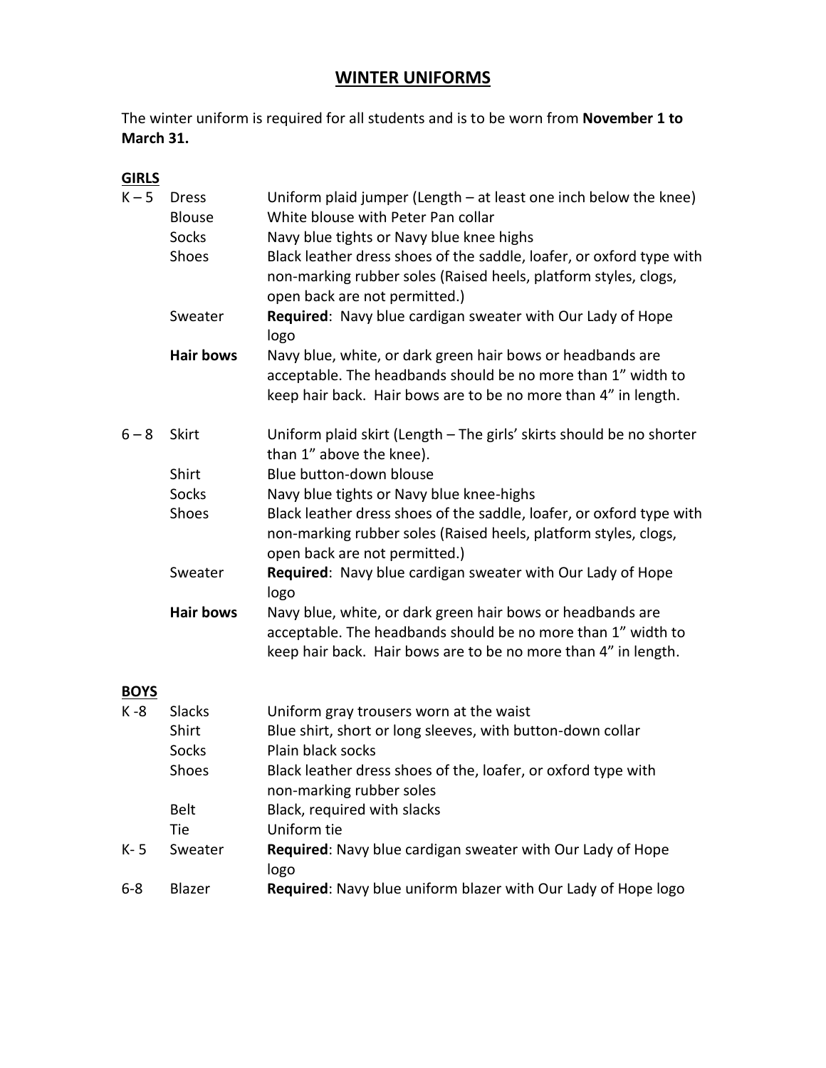# WINTER UNIFORMS

The winter uniform is required for all students and is to be worn from **November 1 to March 31.**

## GIRLS

| | | |
|---|---|---|
| K – 5 | Dress | Uniform plaid jumper (Length – at least one inch below the knee) |
| | Blouse | White blouse with Peter Pan collar |
| | Socks | Navy blue tights or Navy blue knee highs |
| | Shoes | Black leather dress shoes of the saddle, loafer, or oxford type with non-marking rubber soles (Raised heels, platform styles, clogs, open back are not permitted.) |
| | Sweater | **Required**: Navy blue cardigan sweater with Our Lady of Hope logo |
| | **Hair bows** | Navy blue, white, or dark green hair bows or headbands are acceptable. The headbands should be no more than 1" width to keep hair back. Hair bows are to be no more than 4" in length. |
| 6 – 8 | Skirt | Uniform plaid skirt (Length – The girls' skirts should be no shorter than 1" above the knee). |
| | Shirt | Blue button-down blouse |
| | Socks | Navy blue tights or Navy blue knee-highs |
| | Shoes | Black leather dress shoes of the saddle, loafer, or oxford type with non-marking rubber soles (Raised heels, platform styles, clogs, open back are not permitted.) |
| | Sweater | **Required**: Navy blue cardigan sweater with Our Lady of Hope logo |
| | **Hair bows** | Navy blue, white, or dark green hair bows or headbands are acceptable. The headbands should be no more than 1" width to keep hair back. Hair bows are to be no more than 4" in length. |

## BOYS

| | | |
|---|---|---|
| K -8 | Slacks | Uniform gray trousers worn at the waist |
| | Shirt | Blue shirt, short or long sleeves, with button-down collar |
| | Socks | Plain black socks |
| | Shoes | Black leather dress shoes of the, loafer, or oxford type with non-marking rubber soles |
| | Belt | Black, required with slacks |
| | Tie | Uniform tie |
| K- 5 | Sweater | **Required**: Navy blue cardigan sweater with Our Lady of Hope logo |
| 6-8 | Blazer | **Required**: Navy blue uniform blazer with Our Lady of Hope logo |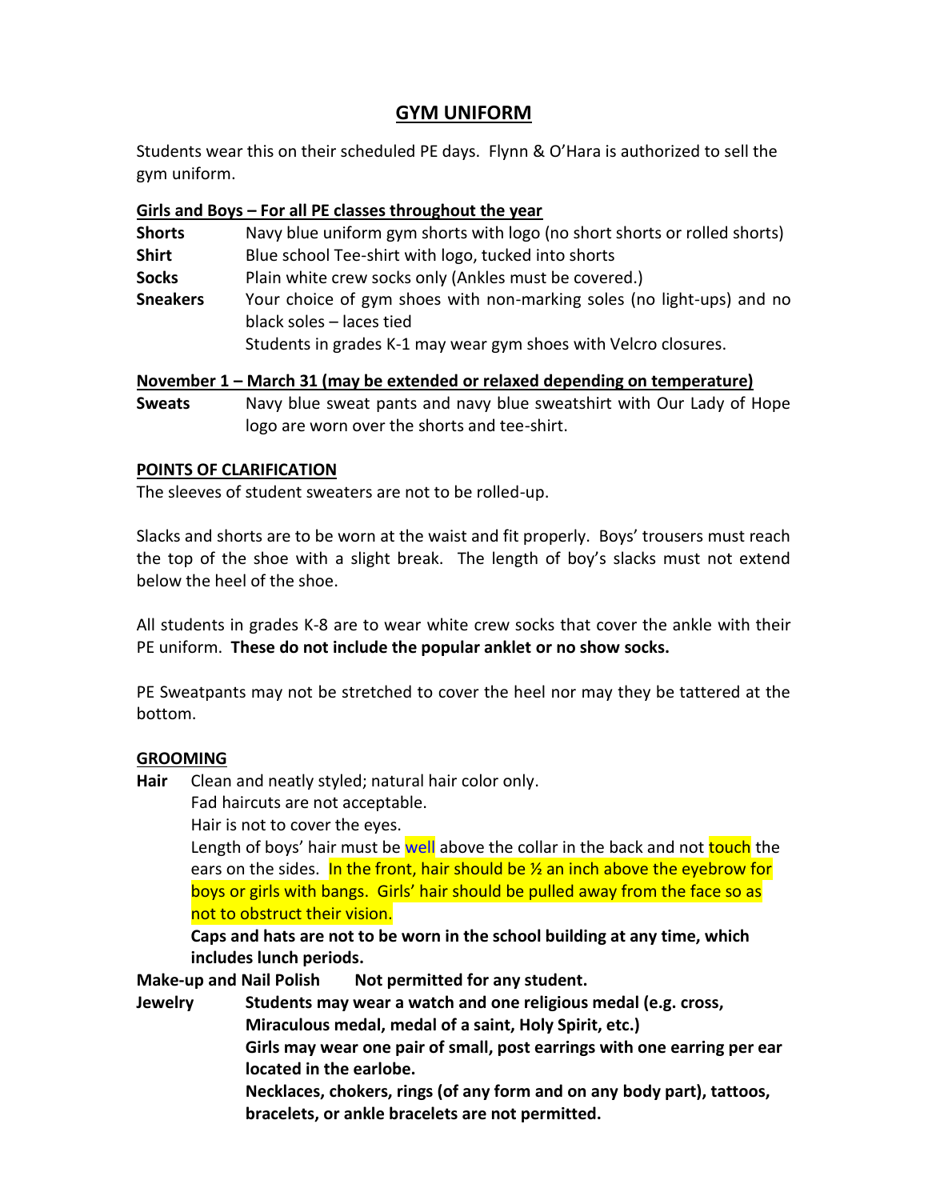# GYM UNIFORM

Students wear this on their scheduled PE days. Flynn & O'Hara is authorized to sell the gym uniform.

**Girls and Boys – For all PE classes throughout the year**

| | |
|---|---|
| **Shorts** | Navy blue uniform gym shorts with logo (no short shorts or rolled shorts) |
| **Shirt** | Blue school Tee-shirt with logo, tucked into shorts |
| **Socks** | Plain white crew socks only (Ankles must be covered.) |
| **Sneakers** | Your choice of gym shoes with non-marking soles (no light-ups) and no black soles – laces tied<br>Students in grades K-1 may wear gym shoes with Velcro closures. |

**November 1 – March 31 (may be extended or relaxed depending on temperature)**

| | |
|---|---|
| **Sweats** | Navy blue sweat pants and navy blue sweatshirt with Our Lady of Hope logo are worn over the shorts and tee-shirt. |

**POINTS OF CLARIFICATION**

The sleeves of student sweaters are not to be rolled-up.

Slacks and shorts are to be worn at the waist and fit properly. Boys' trousers must reach the top of the shoe with a slight break. The length of boy's slacks must not extend below the heel of the shoe.

All students in grades K-8 are to wear white crew socks that cover the ankle with their PE uniform. **These do not include the popular anklet or no show socks.**

PE Sweatpants may not be stretched to cover the heel nor may they be tattered at the bottom.

**GROOMING**

**Hair** Clean and neatly styled; natural hair color only.
Fad haircuts are not acceptable.
Hair is not to cover the eyes.
Length of boys' hair must be well above the collar in the back and not touch the ears on the sides. In the front, hair should be ½ an inch above the eyebrow for boys or girls with bangs. Girls' hair should be pulled away from the face so as not to obstruct their vision.
**Caps and hats are not to be worn in the school building at any time, which includes lunch periods.**

**Make-up and Nail Polish** **Not permitted for any student.**

**Jewelry** **Students may wear a watch and one religious medal (e.g. cross, Miraculous medal, medal of a saint, Holy Spirit, etc.)**
**Girls may wear one pair of small, post earrings with one earring per ear located in the earlobe.**
**Necklaces, chokers, rings (of any form and on any body part), tattoos, bracelets, or ankle bracelets are not permitted.**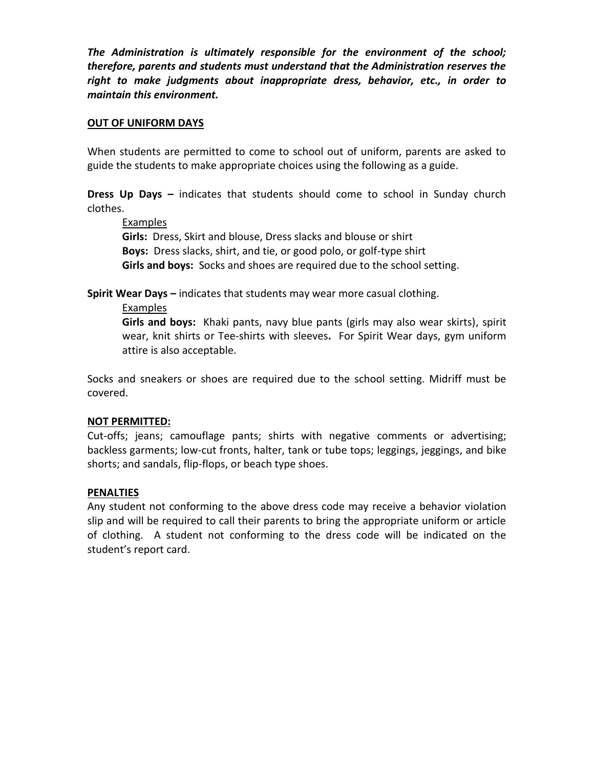***The Administration is ultimately responsible for the environment of the school; therefore, parents and students must understand that the Administration reserves the right to make judgments about inappropriate dress, behavior, etc., in order to maintain this environment.***

## OUT OF UNIFORM DAYS

When students are permitted to come to school out of uniform, parents are asked to guide the students to make appropriate choices using the following as a guide.

**Dress Up Days –** indicates that students should come to school in Sunday church clothes.

Examples

**Girls:** Dress, Skirt and blouse, Dress slacks and blouse or shirt
**Boys:** Dress slacks, shirt, and tie, or good polo, or golf-type shirt
**Girls and boys:** Socks and shoes are required due to the school setting.

**Spirit Wear Days –** indicates that students may wear more casual clothing.

Examples

**Girls and boys:** Khaki pants, navy blue pants (girls may also wear skirts), spirit wear, knit shirts or Tee-shirts with sleeves**.** For Spirit Wear days, gym uniform attire is also acceptable.

Socks and sneakers or shoes are required due to the school setting. Midriff must be covered.

## NOT PERMITTED:

Cut-offs; jeans; camouflage pants; shirts with negative comments or advertising; backless garments; low-cut fronts, halter, tank or tube tops; leggings, jeggings, and bike shorts; and sandals, flip-flops, or beach type shoes.

## PENALTIES

Any student not conforming to the above dress code may receive a behavior violation slip and will be required to call their parents to bring the appropriate uniform or article of clothing. A student not conforming to the dress code will be indicated on the student's report card.